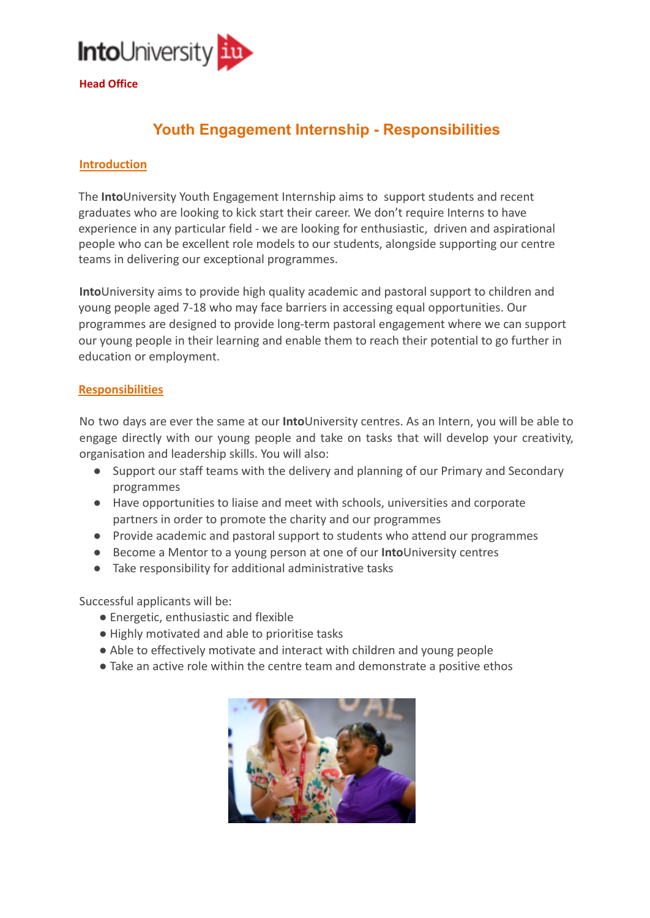**Into**University

**Head Office**

# Youth Engagement Internship - Responsibilities

## Introduction

The **Into**University Youth Engagement Internship aims to support students and recent graduates who are looking to kick start their career. We don't require Interns to have experience in any particular field - we are looking for enthusiastic, driven and aspirational people who can be excellent role models to our students, alongside supporting our centre teams in delivering our exceptional programmes.

**Into**University aims to provide high quality academic and pastoral support to children and young people aged 7-18 who may face barriers in accessing equal opportunities. Our programmes are designed to provide long-term pastoral engagement where we can support our young people in their learning and enable them to reach their potential to go further in education or employment.

## Responsibilities

No two days are ever the same at our **Into**University centres. As an Intern, you will be able to engage directly with our young people and take on tasks that will develop your creativity, organisation and leadership skills. You will also:

- Support our staff teams with the delivery and planning of our Primary and Secondary programmes
- Have opportunities to liaise and meet with schools, universities and corporate partners in order to promote the charity and our programmes
- Provide academic and pastoral support to students who attend our programmes
- Become a Mentor to a young person at one of our **Into**University centres
- Take responsibility for additional administrative tasks

Successful applicants will be:

- Energetic, enthusiastic and flexible
- Highly motivated and able to prioritise tasks
- Able to effectively motivate and interact with children and young people
- Take an active role within the centre team and demonstrate a positive ethos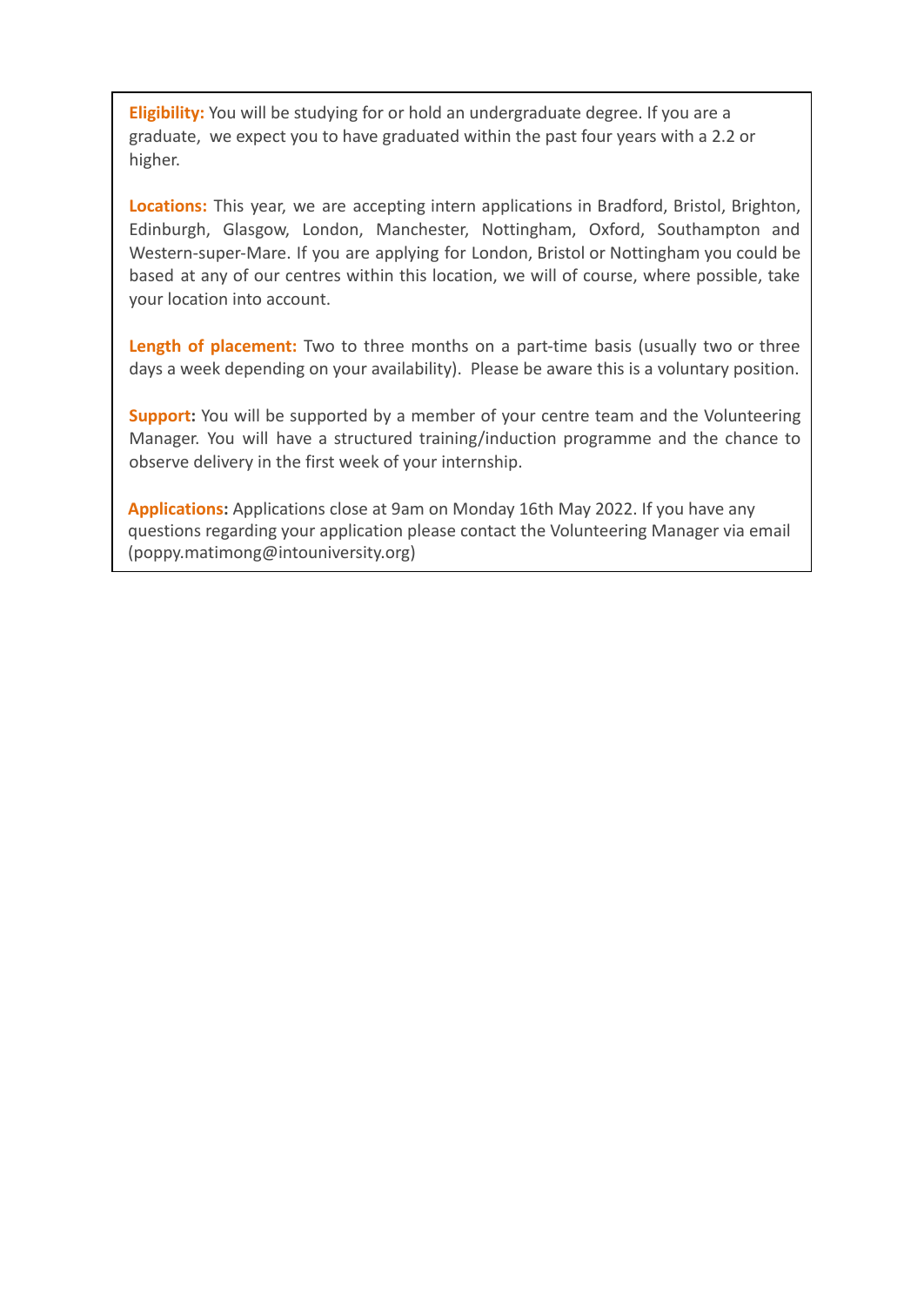**Eligibility:** You will be studying for or hold an undergraduate degree. If you are a graduate, we expect you to have graduated within the past four years with a 2.2 or higher.

**Locations:** This year, we are accepting intern applications in Bradford, Bristol, Brighton, Edinburgh, Glasgow, London, Manchester, Nottingham, Oxford, Southampton and Western-super-Mare. If you are applying for London, Bristol or Nottingham you could be based at any of our centres within this location, we will of course, where possible, take your location into account.

**Length of placement:** Two to three months on a part-time basis (usually two or three days a week depending on your availability). Please be aware this is a voluntary position.

**Support:** You will be supported by a member of your centre team and the Volunteering Manager. You will have a structured training/induction programme and the chance to observe delivery in the first week of your internship.

**Applications:** Applications close at 9am on Monday 16th May 2022. If you have any questions regarding your application please contact the Volunteering Manager via email (poppy.matimong@intouniversity.org)